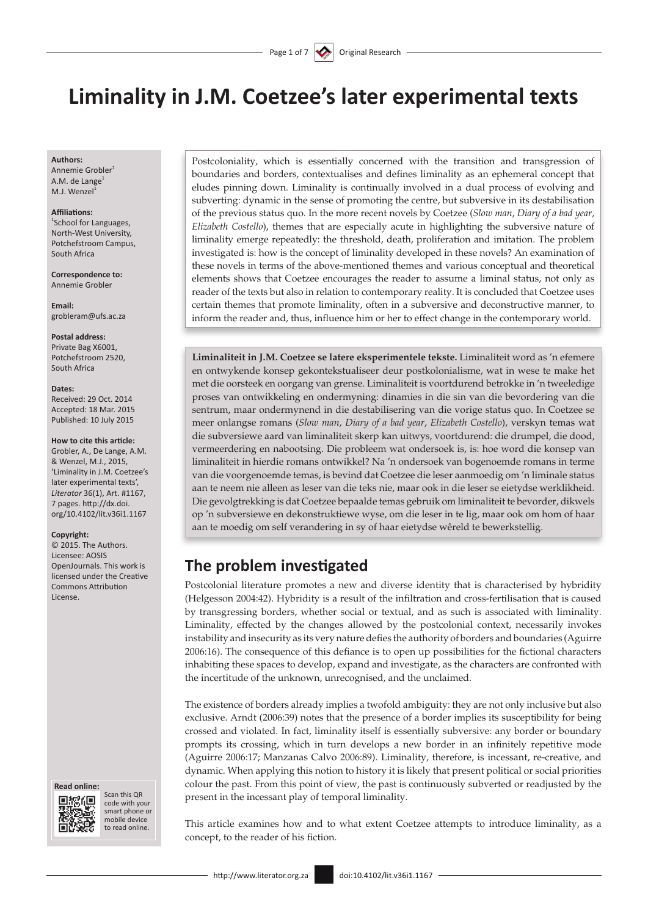# Liminality in J.M. Coetzee's later experimental texts

**Authors:**
Annemie Grobler[1]
A.M. de Lange[1]
M.J. Wenzel[1]

**Affiliations:**
[1]School for Languages, North-West University, Potchefstroom Campus, South Africa

**Correspondence to:**
Annemie Grobler

**Email:**
grobleram@ufs.ac.za

**Postal address:**
Private Bag X6001, Potchefstroom 2520, South Africa

**Dates:**
Received: 29 Oct. 2014
Accepted: 18 Mar. 2015
Published: 10 July 2015

**How to cite this article:**
Grobler, A., De Lange, A.M. & Wenzel, M.J., 2015, 'Liminality in J.M. Coetzee's later experimental texts', *Literator* 36(1), Art. #1167, 7 pages. http://dx.doi.org/10.4102/lit.v36i1.1167

**Copyright:**
© 2015. The Authors. Licensee: AOSIS OpenJournals. This work is licensed under the Creative Commons Attribution License.

**Read online:**
Scan this QR code with your smart phone or mobile device to read online.

Postcoloniality, which is essentially concerned with the transition and transgression of boundaries and borders, contextualises and defines liminality as an ephemeral concept that eludes pinning down. Liminality is continually involved in a dual process of evolving and subverting: dynamic in the sense of promoting the centre, but subversive in its destabilisation of the previous status quo. In the more recent novels by Coetzee (*Slow man*, *Diary of a bad year*, *Elizabeth Costello*), themes that are especially acute in highlighting the subversive nature of liminality emerge repeatedly: the threshold, death, proliferation and imitation. The problem investigated is: how is the concept of liminality developed in these novels? An examination of these novels in terms of the above-mentioned themes and various conceptual and theoretical elements shows that Coetzee encourages the reader to assume a liminal status, not only as reader of the texts but also in relation to contemporary reality. It is concluded that Coetzee uses certain themes that promote liminality, often in a subversive and deconstructive manner, to inform the reader and, thus, influence him or her to effect change in the contemporary world.

**Liminaliteit in J.M. Coetzee se latere eksperimentele tekste.** Liminaliteit word as 'n efemere en ontwykende konsep gekontekstualiseer deur postkolonialisme, wat in wese te make het met die oorsteek en oorgang van grense. Liminaliteit is voortdurend betrokke in 'n tweeledige proses van ontwikkeling en ondermyning: dinamies in die sin van die bevordering van die sentrum, maar ondermynend in die destabilisering van die vorige status quo. In Coetzee se meer onlangse romans (*Slow man*, *Diary of a bad year*, *Elizabeth Costello*), verskyn temas wat die subversiewe aard van liminaliteit skerp kan uitwys, voortdurend: die drumpel, die dood, vermeerdering en nabootsing. Die probleem wat ondersoek is, is: hoe word die konsep van liminaliteit in hierdie romans ontwikkel? Na 'n ondersoek van bogenoemde romans in terme van die voorgenoemde temas, is bevind dat Coetzee die leser aanmoedig om 'n liminale status aan te neem nie alleen as leser van die teks nie, maar ook in die leser se eietydse werklikheid. Die gevolgtrekking is dat Coetzee bepaalde temas gebruik om liminaliteit te bevorder, dikwels op 'n subversiewe en dekonstruktiewe wyse, om die leser in te lig, maar ook om hom of haar aan te moedig om self verandering in sy of haar eietydse wêreld te bewerkstellig.

## The problem investigated

Postcolonial literature promotes a new and diverse identity that is characterised by hybridity (Helgesson 2004:42). Hybridity is a result of the infiltration and cross-fertilisation that is caused by transgressing borders, whether social or textual, and as such is associated with liminality. Liminality, effected by the changes allowed by the postcolonial context, necessarily invokes instability and insecurity as its very nature defies the authority of borders and boundaries (Aguirre 2006:16). The consequence of this defiance is to open up possibilities for the fictional characters inhabiting these spaces to develop, expand and investigate, as the characters are confronted with the incertitude of the unknown, unrecognised, and the unclaimed.

The existence of borders already implies a twofold ambiguity: they are not only inclusive but also exclusive. Arndt (2006:39) notes that the presence of a border implies its susceptibility for being crossed and violated. In fact, liminality itself is essentially subversive: any border or boundary prompts its crossing, which in turn develops a new border in an infinitely repetitive mode (Aguirre 2006:17; Manzanas Calvo 2006:89). Liminality, therefore, is incessant, re-creative, and dynamic. When applying this notion to history it is likely that present political or social priorities colour the past. From this point of view, the past is continuously subverted or readjusted by the present in the incessant play of temporal liminality.

This article examines how and to what extent Coetzee attempts to introduce liminality, as a concept, to the reader of his fiction.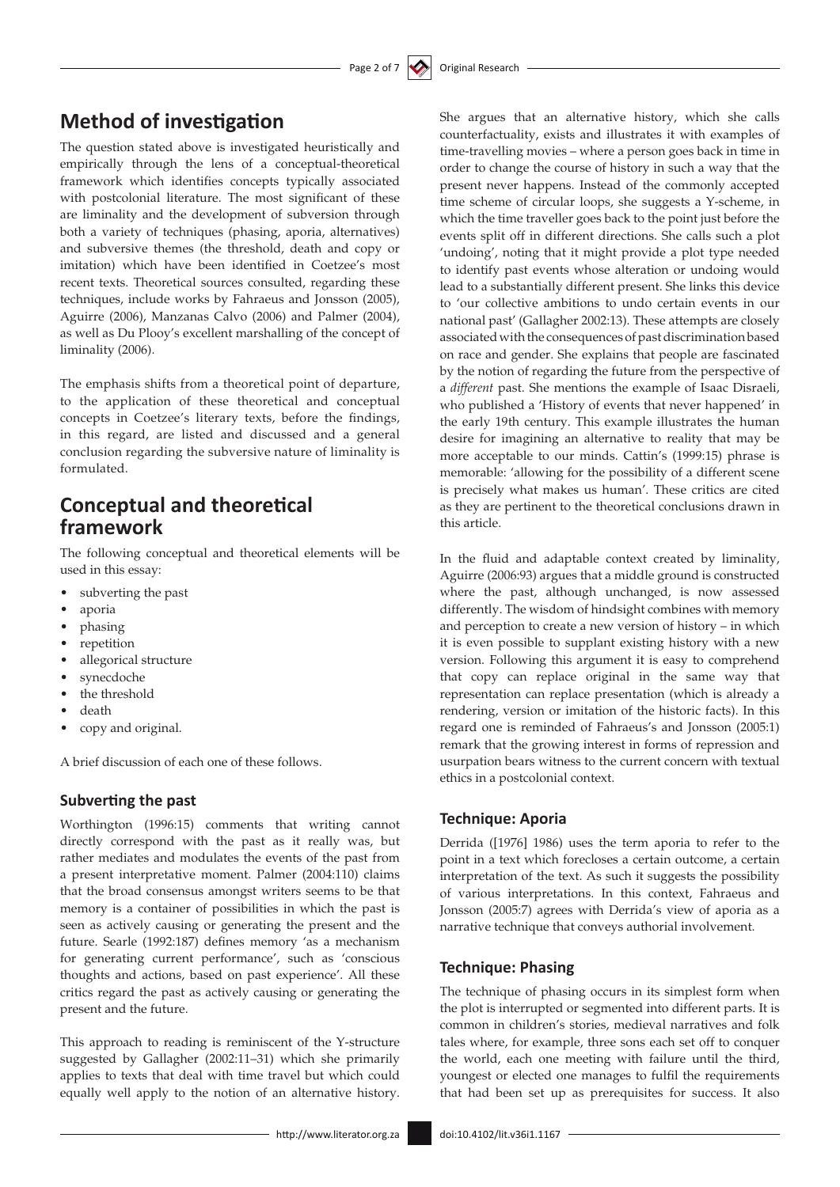## Method of investigation

The question stated above is investigated heuristically and empirically through the lens of a conceptual-theoretical framework which identifies concepts typically associated with postcolonial literature. The most significant of these are liminality and the development of subversion through both a variety of techniques (phasing, aporia, alternatives) and subversive themes (the threshold, death and copy or imitation) which have been identified in Coetzee's most recent texts. Theoretical sources consulted, regarding these techniques, include works by Fahraeus and Jonsson (2005), Aguirre (2006), Manzanas Calvo (2006) and Palmer (2004), as well as Du Plooy's excellent marshalling of the concept of liminality (2006).

The emphasis shifts from a theoretical point of departure, to the application of these theoretical and conceptual concepts in Coetzee's literary texts, before the findings, in this regard, are listed and discussed and a general conclusion regarding the subversive nature of liminality is formulated.

## Conceptual and theoretical framework

The following conceptual and theoretical elements will be used in this essay:

- subverting the past
- aporia
- phasing
- repetition
- allegorical structure
- synecdoche
- the threshold
- death
- copy and original.

A brief discussion of each one of these follows.

### Subverting the past

Worthington (1996:15) comments that writing cannot directly correspond with the past as it really was, but rather mediates and modulates the events of the past from a present interpretative moment. Palmer (2004:110) claims that the broad consensus amongst writers seems to be that memory is a container of possibilities in which the past is seen as actively causing or generating the present and the future. Searle (1992:187) defines memory 'as a mechanism for generating current performance', such as 'conscious thoughts and actions, based on past experience'. All these critics regard the past as actively causing or generating the present and the future.

This approach to reading is reminiscent of the Y-structure suggested by Gallagher (2002:11–31) which she primarily applies to texts that deal with time travel but which could equally well apply to the notion of an alternative history. She argues that an alternative history, which she calls counterfactuality, exists and illustrates it with examples of time-travelling movies – where a person goes back in time in order to change the course of history in such a way that the present never happens. Instead of the commonly accepted time scheme of circular loops, she suggests a Y-scheme, in which the time traveller goes back to the point just before the events split off in different directions. She calls such a plot 'undoing', noting that it might provide a plot type needed to identify past events whose alteration or undoing would lead to a substantially different present. She links this device to 'our collective ambitions to undo certain events in our national past' (Gallagher 2002:13). These attempts are closely associated with the consequences of past discrimination based on race and gender. She explains that people are fascinated by the notion of regarding the future from the perspective of a *different* past. She mentions the example of Isaac Disraeli, who published a 'History of events that never happened' in the early 19th century. This example illustrates the human desire for imagining an alternative to reality that may be more acceptable to our minds. Cattin's (1999:15) phrase is memorable: 'allowing for the possibility of a different scene is precisely what makes us human'. These critics are cited as they are pertinent to the theoretical conclusions drawn in this article.

In the fluid and adaptable context created by liminality, Aguirre (2006:93) argues that a middle ground is constructed where the past, although unchanged, is now assessed differently. The wisdom of hindsight combines with memory and perception to create a new version of history – in which it is even possible to supplant existing history with a new version. Following this argument it is easy to comprehend that copy can replace original in the same way that representation can replace presentation (which is already a rendering, version or imitation of the historic facts). In this regard one is reminded of Fahraeus's and Jonsson (2005:1) remark that the growing interest in forms of repression and usurpation bears witness to the current concern with textual ethics in a postcolonial context.

### Technique: Aporia

Derrida ([1976] 1986) uses the term aporia to refer to the point in a text which forecloses a certain outcome, a certain interpretation of the text. As such it suggests the possibility of various interpretations. In this context, Fahraeus and Jonsson (2005:7) agrees with Derrida's view of aporia as a narrative technique that conveys authorial involvement.

### Technique: Phasing

The technique of phasing occurs in its simplest form when the plot is interrupted or segmented into different parts. It is common in children's stories, medieval narratives and folk tales where, for example, three sons each set off to conquer the world, each one meeting with failure until the third, youngest or elected one manages to fulfil the requirements that had been set up as prerequisites for success. It also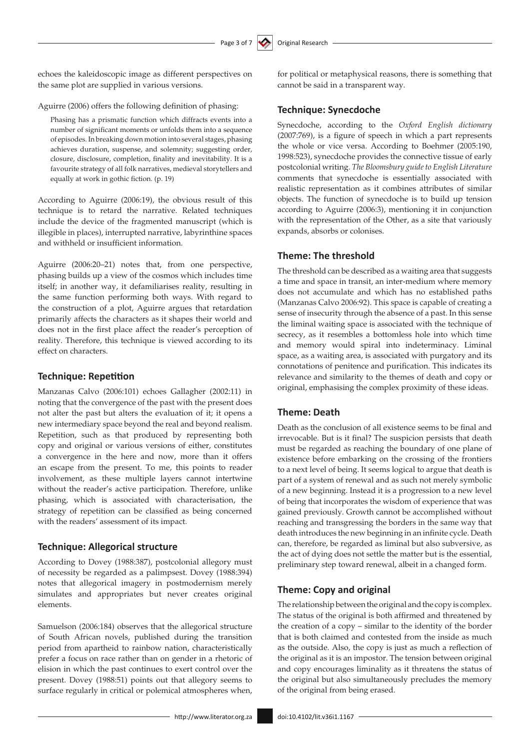echoes the kaleidoscopic image as different perspectives on the same plot are supplied in various versions.

Aguirre (2006) offers the following definition of phasing:

> Phasing has a prismatic function which diffracts events into a number of significant moments or unfolds them into a sequence of episodes. In breaking down motion into several stages, phasing achieves duration, suspense, and solemnity; suggesting order, closure, disclosure, completion, finality and inevitability. It is a favourite strategy of all folk narratives, medieval storytellers and equally at work in gothic fiction. (p. 19)

According to Aguirre (2006:19), the obvious result of this technique is to retard the narrative. Related techniques include the device of the fragmented manuscript (which is illegible in places), interrupted narrative, labyrinthine spaces and withheld or insufficient information.

Aguirre (2006:20–21) notes that, from one perspective, phasing builds up a view of the cosmos which includes time itself; in another way, it defamiliarises reality, resulting in the same function performing both ways. With regard to the construction of a plot, Aguirre argues that retardation primarily affects the characters as it shapes their world and does not in the first place affect the reader's perception of reality. Therefore, this technique is viewed according to its effect on characters.

### Technique: Repetition

Manzanas Calvo (2006:101) echoes Gallagher (2002:11) in noting that the convergence of the past with the present does not alter the past but alters the evaluation of it; it opens a new intermediary space beyond the real and beyond realism. Repetition, such as that produced by representing both copy and original or various versions of either, constitutes a convergence in the here and now, more than it offers an escape from the present. To me, this points to reader involvement, as these multiple layers cannot intertwine without the reader's active participation. Therefore, unlike phasing, which is associated with characterisation, the strategy of repetition can be classified as being concerned with the readers' assessment of its impact.

### Technique: Allegorical structure

According to Dovey (1988:387), postcolonial allegory must of necessity be regarded as a palimpsest. Dovey (1988:394) notes that allegorical imagery in postmodernism merely simulates and appropriates but never creates original elements.

Samuelson (2006:184) observes that the allegorical structure of South African novels, published during the transition period from apartheid to rainbow nation, characteristically prefer a focus on race rather than on gender in a rhetoric of elision in which the past continues to exert control over the present. Dovey (1988:51) points out that allegory seems to surface regularly in critical or polemical atmospheres when, for political or metaphysical reasons, there is something that cannot be said in a transparent way.

### Technique: Synecdoche

Synecdoche, according to the *Oxford English dictionary* (2007:769), is a figure of speech in which a part represents the whole or vice versa. According to Boehmer (2005:190, 1998:523), synecdoche provides the connective tissue of early postcolonial writing. *The Bloomsbury guide to English Literature* comments that synecdoche is essentially associated with realistic representation as it combines attributes of similar objects. The function of synecdoche is to build up tension according to Aguirre (2006:3), mentioning it in conjunction with the representation of the Other, as a site that variously expands, absorbs or colonises.

### Theme: The threshold

The threshold can be described as a waiting area that suggests a time and space in transit, an inter-medium where memory does not accumulate and which has no established paths (Manzanas Calvo 2006:92). This space is capable of creating a sense of insecurity through the absence of a past. In this sense the liminal waiting space is associated with the technique of secrecy, as it resembles a bottomless hole into which time and memory would spiral into indeterminacy. Liminal space, as a waiting area, is associated with purgatory and its connotations of penitence and purification. This indicates its relevance and similarity to the themes of death and copy or original, emphasising the complex proximity of these ideas.

### Theme: Death

Death as the conclusion of all existence seems to be final and irrevocable. But is it final? The suspicion persists that death must be regarded as reaching the boundary of one plane of existence before embarking on the crossing of the frontiers to a next level of being. It seems logical to argue that death is part of a system of renewal and as such not merely symbolic of a new beginning. Instead it is a progression to a new level of being that incorporates the wisdom of experience that was gained previously. Growth cannot be accomplished without reaching and transgressing the borders in the same way that death introduces the new beginning in an infinite cycle. Death can, therefore, be regarded as liminal but also subversive, as the act of dying does not settle the matter but is the essential, preliminary step toward renewal, albeit in a changed form.

### Theme: Copy and original

The relationship between the original and the copy is complex. The status of the original is both affirmed and threatened by the creation of a copy – similar to the identity of the border that is both claimed and contested from the inside as much as the outside. Also, the copy is just as much a reflection of the original as it is an impostor. The tension between original and copy encourages liminality as it threatens the status of the original but also simultaneously precludes the memory of the original from being erased.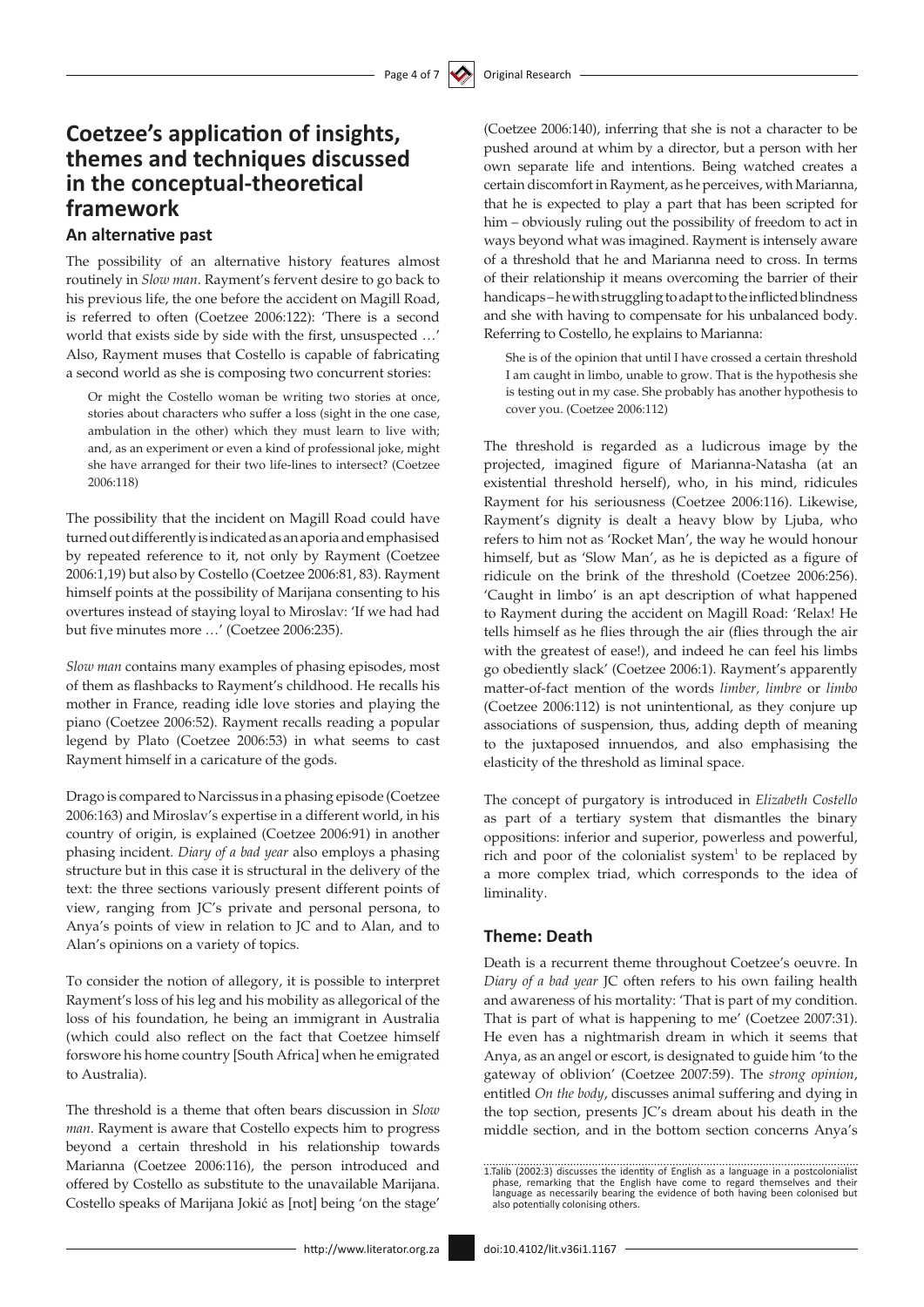## Coetzee's application of insights, themes and techniques discussed in the conceptual-theoretical framework

### An alternative past

The possibility of an alternative history features almost routinely in *Slow man*. Rayment's fervent desire to go back to his previous life, the one before the accident on Magill Road, is referred to often (Coetzee 2006:122): 'There is a second world that exists side by side with the first, unsuspected …' Also, Rayment muses that Costello is capable of fabricating a second world as she is composing two concurrent stories:

> Or might the Costello woman be writing two stories at once, stories about characters who suffer a loss (sight in the one case, ambulation in the other) which they must learn to live with; and, as an experiment or even a kind of professional joke, might she have arranged for their two life-lines to intersect? (Coetzee 2006:118)

The possibility that the incident on Magill Road could have turned out differently is indicated as an aporia and emphasised by repeated reference to it, not only by Rayment (Coetzee 2006:1,19) but also by Costello (Coetzee 2006:81, 83). Rayment himself points at the possibility of Marijana consenting to his overtures instead of staying loyal to Miroslav: 'If we had had but five minutes more …' (Coetzee 2006:235).

*Slow man* contains many examples of phasing episodes, most of them as flashbacks to Rayment's childhood. He recalls his mother in France, reading idle love stories and playing the piano (Coetzee 2006:52). Rayment recalls reading a popular legend by Plato (Coetzee 2006:53) in what seems to cast Rayment himself in a caricature of the gods.

Drago is compared to Narcissus in a phasing episode (Coetzee 2006:163) and Miroslav's expertise in a different world, in his country of origin, is explained (Coetzee 2006:91) in another phasing incident. *Diary of a bad year* also employs a phasing structure but in this case it is structural in the delivery of the text: the three sections variously present different points of view, ranging from JC's private and personal persona, to Anya's points of view in relation to JC and to Alan, and to Alan's opinions on a variety of topics.

To consider the notion of allegory, it is possible to interpret Rayment's loss of his leg and his mobility as allegorical of the loss of his foundation, he being an immigrant in Australia (which could also reflect on the fact that Coetzee himself forswore his home country [South Africa] when he emigrated to Australia).

The threshold is a theme that often bears discussion in *Slow man*. Rayment is aware that Costello expects him to progress beyond a certain threshold in his relationship towards Marianna (Coetzee 2006:116), the person introduced and offered by Costello as substitute to the unavailable Marijana. Costello speaks of Marijana Jokić as [not] being 'on the stage' (Coetzee 2006:140), inferring that she is not a character to be pushed around at whim by a director, but a person with her own separate life and intentions. Being watched creates a certain discomfort in Rayment, as he perceives, with Marianna, that he is expected to play a part that has been scripted for him – obviously ruling out the possibility of freedom to act in ways beyond what was imagined. Rayment is intensely aware of a threshold that he and Marianna need to cross. In terms of their relationship it means overcoming the barrier of their handicaps – he with struggling to adapt to the inflicted blindness and she with having to compensate for his unbalanced body. Referring to Costello, he explains to Marianna:

> She is of the opinion that until I have crossed a certain threshold I am caught in limbo, unable to grow. That is the hypothesis she is testing out in my case. She probably has another hypothesis to cover you. (Coetzee 2006:112)

The threshold is regarded as a ludicrous image by the projected, imagined figure of Marianna-Natasha (at an existential threshold herself), who, in his mind, ridicules Rayment for his seriousness (Coetzee 2006:116). Likewise, Rayment's dignity is dealt a heavy blow by Ljuba, who refers to him not as 'Rocket Man', the way he would honour himself, but as 'Slow Man', as he is depicted as a figure of ridicule on the brink of the threshold (Coetzee 2006:256). 'Caught in limbo' is an apt description of what happened to Rayment during the accident on Magill Road: 'Relax! He tells himself as he flies through the air (flies through the air with the greatest of ease!), and indeed he can feel his limbs go obediently slack' (Coetzee 2006:1). Rayment's apparently matter-of-fact mention of the words *limber, limbre* or *limbo* (Coetzee 2006:112) is not unintentional, as they conjure up associations of suspension, thus, adding depth of meaning to the juxtaposed innuendos, and also emphasising the elasticity of the threshold as liminal space.

The concept of purgatory is introduced in *Elizabeth Costello* as part of a tertiary system that dismantles the binary oppositions: inferior and superior, powerless and powerful, rich and poor of the colonialist system[1] to be replaced by a more complex triad, which corresponds to the idea of liminality.

### Theme: Death

Death is a recurrent theme throughout Coetzee's oeuvre. In *Diary of a bad year* JC often refers to his own failing health and awareness of his mortality: 'That is part of my condition. That is part of what is happening to me' (Coetzee 2007:31). He even has a nightmarish dream in which it seems that Anya, as an angel or escort, is designated to guide him 'to the gateway of oblivion' (Coetzee 2007:59). The *strong opinion*, entitled *On the body*, discusses animal suffering and dying in the top section, presents JC's dream about his death in the middle section, and in the bottom section concerns Anya's

1.Talib (2002:3) discusses the identity of English as a language in a postcolonialist phase, remarking that the English have come to regard themselves and their language as necessarily bearing the evidence of both having been colonised but also potentially colonising others.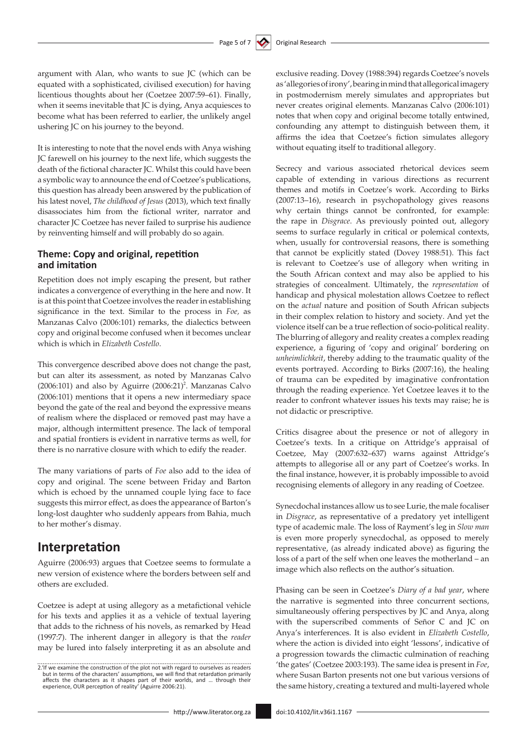argument with Alan, who wants to sue JC (which can be equated with a sophisticated, civilised execution) for having licentious thoughts about her (Coetzee 2007:59–61). Finally, when it seems inevitable that JC is dying, Anya acquiesces to become what has been referred to earlier, the unlikely angel ushering JC on his journey to the beyond.

It is interesting to note that the novel ends with Anya wishing JC farewell on his journey to the next life, which suggests the death of the fictional character JC. Whilst this could have been a symbolic way to announce the end of Coetzee's publications, this question has already been answered by the publication of his latest novel, *The childhood of Jesus* (2013), which text finally disassociates him from the fictional writer, narrator and character JC Coetzee has never failed to surprise his audience by reinventing himself and will probably do so again.

### Theme: Copy and original, repetition and imitation

Repetition does not imply escaping the present, but rather indicates a convergence of everything in the here and now. It is at this point that Coetzee involves the reader in establishing significance in the text. Similar to the process in *Foe,* as Manzanas Calvo (2006:101) remarks, the dialectics between copy and original become confused when it becomes unclear which is which in *Elizabeth Costello*.

This convergence described above does not change the past, but can alter its assessment, as noted by Manzanas Calvo (2006:101) and also by Aguirre (2006:21)[2]. Manzanas Calvo (2006:101) mentions that it opens a new intermediary space beyond the gate of the real and beyond the expressive means of realism where the displaced or removed past may have a major, although intermittent presence. The lack of temporal and spatial frontiers is evident in narrative terms as well, for there is no narrative closure with which to edify the reader.

The many variations of parts of *Foe* also add to the idea of copy and original. The scene between Friday and Barton which is echoed by the unnamed couple lying face to face suggests this mirror effect, as does the appearance of Barton's long-lost daughter who suddenly appears from Bahia, much to her mother's dismay.

## Interpretation

Aguirre (2006:93) argues that Coetzee seems to formulate a new version of existence where the borders between self and others are excluded.

Coetzee is adept at using allegory as a metafictional vehicle for his texts and applies it as a vehicle of textual layering that adds to the richness of his novels, as remarked by Head (1997:7). The inherent danger in allegory is that the *reader* may be lured into falsely interpreting it as an absolute and exclusive reading. Dovey (1988:394) regards Coetzee's novels as 'allegories of irony', bearing in mind that allegorical imagery in postmodernism merely simulates and appropriates but never creates original elements. Manzanas Calvo (2006:101) notes that when copy and original become totally entwined, confounding any attempt to distinguish between them, it affirms the idea that Coetzee's fiction simulates allegory without equating itself to traditional allegory.

Secrecy and various associated rhetorical devices seem capable of extending in various directions as recurrent themes and motifs in Coetzee's work. According to Birks (2007:13–16), research in psychopathology gives reasons why certain things cannot be confronted, for example: the rape in *Disgrace*. As previously pointed out, allegory seems to surface regularly in critical or polemical contexts, when, usually for controversial reasons, there is something that cannot be explicitly stated (Dovey 1988:51). This fact is relevant to Coetzee's use of allegory when writing in the South African context and may also be applied to his strategies of concealment. Ultimately, the *representation* of handicap and physical molestation allows Coetzee to reflect on the *actual* nature and position of South African subjects in their complex relation to history and society. And yet the violence itself can be a true reflection of socio-political reality. The blurring of allegory and reality creates a complex reading experience, a figuring of 'copy and original' bordering on *unheimlichkeit*, thereby adding to the traumatic quality of the events portrayed. According to Birks (2007:16), the healing of trauma can be expedited by imaginative confrontation through the reading experience. Yet Coetzee leaves it to the reader to confront whatever issues his texts may raise; he is not didactic or prescriptive.

Critics disagree about the presence or not of allegory in Coetzee's texts. In a critique on Attridge's appraisal of Coetzee, May (2007:632–637) warns against Attridge's attempts to allegorise all or any part of Coetzee's works. In the final instance, however, it is probably impossible to avoid recognising elements of allegory in any reading of Coetzee.

Synecdochal instances allow us to see Lurie, the male focaliser in *Disgrace*, as representative of a predatory yet intelligent type of academic male. The loss of Rayment's leg in *Slow man* is even more properly synecdochal, as opposed to merely representative, (as already indicated above) as figuring the loss of a part of the self when one leaves the motherland – an image which also reflects on the author's situation.

Phasing can be seen in Coetzee's *Diary of a bad year*, where the narrative is segmented into three concurrent sections, simultaneously offering perspectives by JC and Anya, along with the superscribed comments of Señor C and JC on Anya's interferences. It is also evident in *Elizabeth Costello*, where the action is divided into eight 'lessons', indicative of a progression towards the climactic culmination of reaching 'the gates' (Coetzee 2003:193). The same idea is present in *Foe*, where Susan Barton presents not one but various versions of the same history, creating a textured and multi-layered whole

2.'If we examine the construction of the plot not with regard to ourselves as readers but in terms of the characters' assumptions, we will find that retardation primarily affects the characters as it shapes part of their worlds, and … through their experience, OUR perception of reality' (Aguirre 2006:21).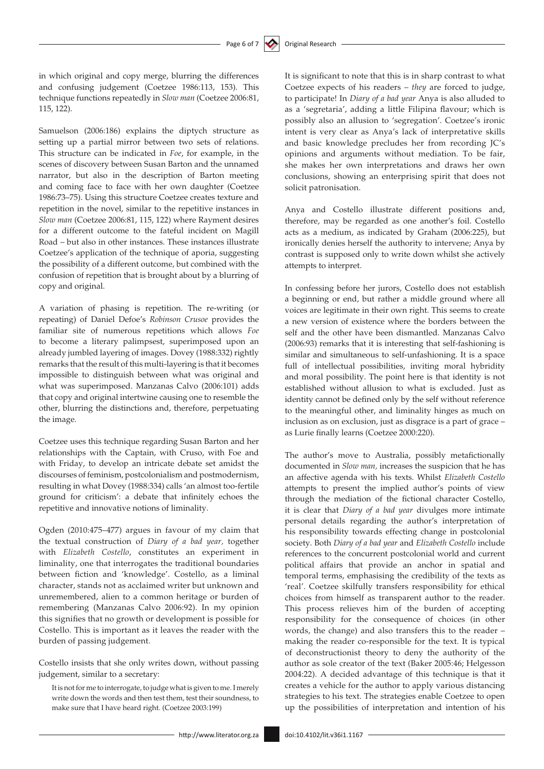in which original and copy merge, blurring the differences and confusing judgement (Coetzee 1986:113, 153). This technique functions repeatedly in *Slow man* (Coetzee 2006:81, 115, 122).

Samuelson (2006:186) explains the diptych structure as setting up a partial mirror between two sets of relations. This structure can be indicated in *Foe*, for example, in the scenes of discovery between Susan Barton and the unnamed narrator, but also in the description of Barton meeting and coming face to face with her own daughter (Coetzee 1986:73–75). Using this structure Coetzee creates texture and repetition in the novel, similar to the repetitive instances in *Slow man* (Coetzee 2006:81, 115, 122) where Rayment desires for a different outcome to the fateful incident on Magill Road – but also in other instances. These instances illustrate Coetzee's application of the technique of aporia, suggesting the possibility of a different outcome, but combined with the confusion of repetition that is brought about by a blurring of copy and original.

A variation of phasing is repetition. The re-writing (or repeating) of Daniel Defoe's *Robinson Crusoe* provides the familiar site of numerous repetitions which allows *Foe* to become a literary palimpsest, superimposed upon an already jumbled layering of images. Dovey (1988:332) rightly remarks that the result of this multi-layering is that it becomes impossible to distinguish between what was original and what was superimposed. Manzanas Calvo (2006:101) adds that copy and original intertwine causing one to resemble the other, blurring the distinctions and, therefore, perpetuating the image.

Coetzee uses this technique regarding Susan Barton and her relationships with the Captain, with Cruso, with Foe and with Friday, to develop an intricate debate set amidst the discourses of feminism, postcolonialism and postmodernism, resulting in what Dovey (1988:334) calls 'an almost too-fertile ground for criticism': a debate that infinitely echoes the repetitive and innovative notions of liminality.

Ogden (2010:475–477) argues in favour of my claim that the textual construction of *Diary of a bad year*, together with *Elizabeth Costello*, constitutes an experiment in liminality, one that interrogates the traditional boundaries between fiction and 'knowledge'. Costello, as a liminal character, stands not as acclaimed writer but unknown and unremembered, alien to a common heritage or burden of remembering (Manzanas Calvo 2006:92). In my opinion this signifies that no growth or development is possible for Costello. This is important as it leaves the reader with the burden of passing judgement.

Costello insists that she only writes down, without passing judgement, similar to a secretary:

> It is not for me to interrogate, to judge what is given to me. I merely write down the words and then test them, test their soundness, to make sure that I have heard right. (Coetzee 2003:199)

It is significant to note that this is in sharp contrast to what Coetzee expects of his readers – *they* are forced to judge, to participate! In *Diary of a bad year* Anya is also alluded to as a 'segretaria', adding a little Filipina flavour; which is possibly also an allusion to 'segregation'. Coetzee's ironic intent is very clear as Anya's lack of interpretative skills and basic knowledge precludes her from recording JC's opinions and arguments without mediation. To be fair, she makes her own interpretations and draws her own conclusions, showing an enterprising spirit that does not solicit patronisation.

Anya and Costello illustrate different positions and, therefore, may be regarded as one another's foil. Costello acts as a medium, as indicated by Graham (2006:225), but ironically denies herself the authority to intervene; Anya by contrast is supposed only to write down whilst she actively attempts to interpret.

In confessing before her jurors, Costello does not establish a beginning or end, but rather a middle ground where all voices are legitimate in their own right. This seems to create a new version of existence where the borders between the self and the other have been dismantled. Manzanas Calvo (2006:93) remarks that it is interesting that self-fashioning is similar and simultaneous to self-unfashioning. It is a space full of intellectual possibilities, inviting moral hybridity and moral possibility. The point here is that identity is not established without allusion to what is excluded. Just as identity cannot be defined only by the self without reference to the meaningful other, and liminality hinges as much on inclusion as on exclusion, just as disgrace is a part of grace – as Lurie finally learns (Coetzee 2000:220).

The author's move to Australia, possibly metafictionally documented in *Slow man,* increases the suspicion that he has an affective agenda with his texts. Whilst *Elizabeth Costello* attempts to present the implied author's points of view through the mediation of the fictional character Costello, it is clear that *Diary of a bad year* divulges more intimate personal details regarding the author's interpretation of his responsibility towards effecting change in postcolonial society. Both *Diary of a bad year* and *Elizabeth Costello* include references to the concurrent postcolonial world and current political affairs that provide an anchor in spatial and temporal terms, emphasising the credibility of the texts as 'real'. Coetzee skilfully transfers responsibility for ethical choices from himself as transparent author to the reader. This process relieves him of the burden of accepting responsibility for the consequence of choices (in other words, the change) and also transfers this to the reader – making the reader co-responsible for the text. It is typical of deconstructionist theory to deny the authority of the author as sole creator of the text (Baker 2005:46; Helgesson 2004:22). A decided advantage of this technique is that it creates a vehicle for the author to apply various distancing strategies to his text. The strategies enable Coetzee to open up the possibilities of interpretation and intention of his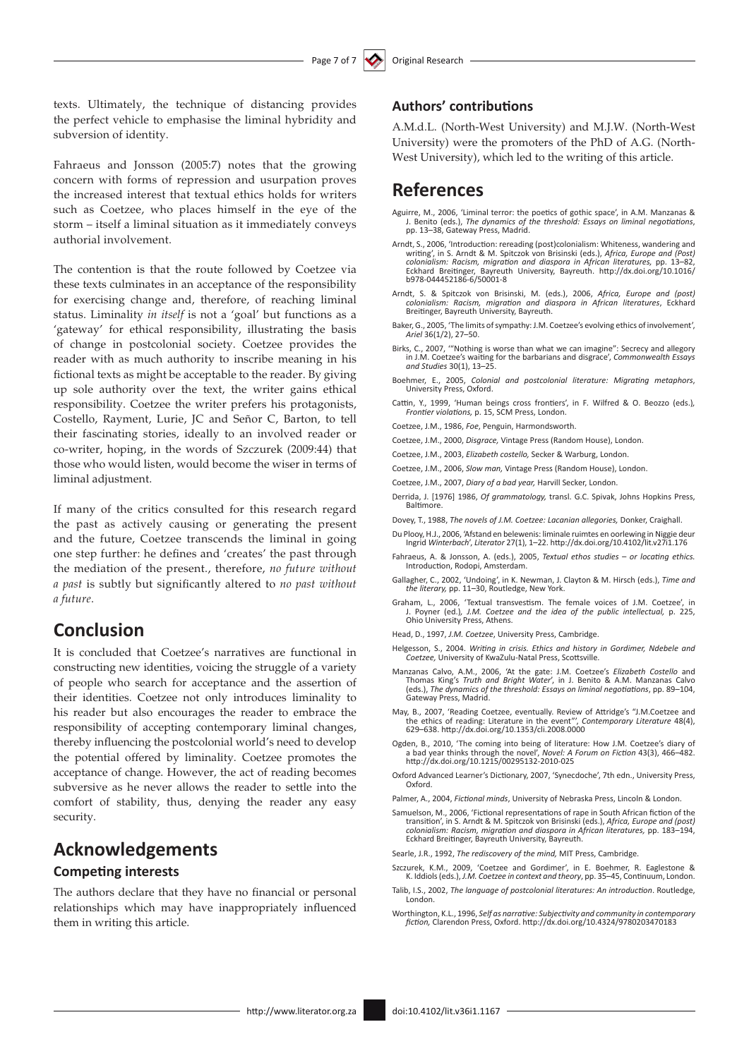texts. Ultimately, the technique of distancing provides the perfect vehicle to emphasise the liminal hybridity and subversion of identity.

Fahraeus and Jonsson (2005:7) notes that the growing concern with forms of repression and usurpation proves the increased interest that textual ethics holds for writers such as Coetzee, who places himself in the eye of the storm – itself a liminal situation as it immediately conveys authorial involvement.

The contention is that the route followed by Coetzee via these texts culminates in an acceptance of the responsibility for exercising change and, therefore, of reaching liminal status. Liminality *in itself* is not a 'goal' but functions as a 'gateway' for ethical responsibility, illustrating the basis of change in postcolonial society. Coetzee provides the reader with as much authority to inscribe meaning in his fictional texts as might be acceptable to the reader. By giving up sole authority over the text, the writer gains ethical responsibility. Coetzee the writer prefers his protagonists, Costello, Rayment, Lurie, JC and Señor C, Barton, to tell their fascinating stories, ideally to an involved reader or co-writer, hoping, in the words of Szczurek (2009:44) that those who would listen, would become the wiser in terms of liminal adjustment.

If many of the critics consulted for this research regard the past as actively causing or generating the present and the future, Coetzee transcends the liminal in going one step further: he defines and 'creates' the past through the mediation of the present., therefore, *no future without a past* is subtly but significantly altered to *no past without a future*.

## Conclusion

It is concluded that Coetzee's narratives are functional in constructing new identities, voicing the struggle of a variety of people who search for acceptance and the assertion of their identities. Coetzee not only introduces liminality to his reader but also encourages the reader to embrace the responsibility of accepting contemporary liminal changes, thereby influencing the postcolonial world's need to develop the potential offered by liminality. Coetzee promotes the acceptance of change. However, the act of reading becomes subversive as he never allows the reader to settle into the comfort of stability, thus, denying the reader any easy security.

## Acknowledgements

### Competing interests

The authors declare that they have no financial or personal relationships which may have inappropriately influenced them in writing this article.

### Authors' contributions

A.M.d.L. (North-West University) and M.J.W. (North-West University) were the promoters of the PhD of A.G. (North-West University), which led to the writing of this article.

## References

Aguirre, M., 2006, 'Liminal terror: the poetics of gothic space', in A.M. Manzanas & J. Benito (eds.), *The dynamics of the threshold: Essays on liminal negotiations*, pp. 13–38, Gateway Press, Madrid.

Arndt, S., 2006, 'Introduction: rereading (post)colonialism: Whiteness, wandering and writing', in S. Arndt & M. Spitczok von Brisinski (eds.), *Africa, Europe and (Post) colonialism: Racism, migration and diaspora in African literatures,* pp. 13–82, Eckhard Breitinger, Bayreuth University, Bayreuth. http://dx.doi.org/10.1016/b978-044452186-6/50001-8

Arndt, S. & Spitczok von Brisinski, M. (eds.), 2006, *Africa, Europe and (post) colonialism: Racism, migration and diaspora in African literatures*, Eckhard Breitinger, Bayreuth University, Bayreuth.

Baker, G., 2005, 'The limits of sympathy: J.M. Coetzee's evolving ethics of involvement', *Ariel* 36(1/2), 27–50.

Birks, C., 2007, '"Nothing is worse than what we can imagine": Secrecy and allegory in J.M. Coetzee's waiting for the barbarians and disgrace', *Commonwealth Essays and Studies* 30(1), 13–25.

Boehmer, E., 2005, *Colonial and postcolonial literature: Migrating metaphors*, University Press, Oxford.

Cattin, Y., 1999, 'Human beings cross frontiers', in F. Wilfred & O. Beozzo (eds.), *Frontier violations,* p. 15, SCM Press, London.

Coetzee, J.M., 1986, *Foe*, Penguin, Harmondsworth.

Coetzee, J.M., 2000, *Disgrace,* Vintage Press (Random House), London.

Coetzee, J.M., 2003, *Elizabeth costello,* Secker & Warburg, London.

Coetzee, J.M., 2006, *Slow man,* Vintage Press (Random House), London.

Coetzee, J.M., 2007, *Diary of a bad year,* Harvill Secker, London.

Derrida, J. [1976] 1986, *Of grammatology,* transl. G.C. Spivak, Johns Hopkins Press, Baltimore.

Dovey, T., 1988, *The novels of J.M. Coetzee: Lacanian allegories,* Donker, Craighall.

Du Plooy, H.J., 2006, 'Afstand en belewenis: liminale ruimtes en oorlewing in Niggie deur Ingrid *Winterbach*', *Literator* 27(1), 1–22. http://dx.doi.org/10.4102/lit.v27i1.176

Fahraeus, A. & Jonsson, A. (eds.), 2005, *Textual ethos studies – or locating ethics.* Introduction, Rodopi, Amsterdam.

Gallagher, C., 2002, 'Undoing', in K. Newman, J. Clayton & M. Hirsch (eds.), *Time and the literary,* pp. 11–30, Routledge, New York.

Graham, L., 2006, 'Textual transvestism. The female voices of J.M. Coetzee', in J. Poyner (ed.), *J.M. Coetzee and the idea of the public intellectual,* p. 225, Ohio University Press, Athens.

Head, D., 1997, *J.M. Coetzee*, University Press, Cambridge.

Helgesson, S., 2004. *Writing in crisis. Ethics and history in Gordimer, Ndebele and Coetzee,* University of KwaZulu-Natal Press, Scottsville.

Manzanas Calvo, A.M., 2006, 'At the gate: J.M. Coetzee's *Elizabeth Costello* and Thomas King's *Truth and Bright Water*', in J. Benito & A.M. Manzanas Calvo (eds.), *The dynamics of the threshold: Essays on liminal negotiations*, pp. 89–104, Gateway Press, Madrid.

May, B., 2007, 'Reading Coetzee, eventually. Review of Attridge's "J.M.Coetzee and the ethics of reading: Literature in the event"', *Contemporary Literature* 48(4), 629–638. http://dx.doi.org/10.1353/cli.2008.0000

Ogden, B., 2010, 'The coming into being of literature: How J.M. Coetzee's diary of a bad year thinks through the novel', *Novel: A Forum on Fiction* 43(3), 466–482. http://dx.doi.org/10.1215/00295132-2010-025

Oxford Advanced Learner's Dictionary, 2007, 'Synecdoche', 7th edn., University Press, Oxford.

Palmer, A., 2004, *Fictional minds*, University of Nebraska Press, Lincoln & London.

Samuelson, M., 2006, 'Fictional representations of rape in South African fiction of the transition', in S. Arndt & M. Spitczok von Brisinski (eds.), *Africa, Europe and (post) colonialism: Racism, migration and diaspora in African literatures,* pp. 183–194, Eckhard Breitinger, Bayreuth University, Bayreuth.

Searle, J.R., 1992, *The rediscovery of the mind,* MIT Press, Cambridge.

Szczurek, K.M., 2009, 'Coetzee and Gordimer', in E. Boehmer, R. Eaglestone & K. Iddiols (eds.), *J.M. Coetzee in context and theory*, pp. 35–45, Continuum, London.

Talib, I.S., 2002, *The language of postcolonial literatures: An introduction*. Routledge, London.

Worthington, K.L., 1996, *Self as narrative: Subjectivity and community in contemporary fiction,* Clarendon Press, Oxford. http://dx.doi.org/10.4324/9780203470183